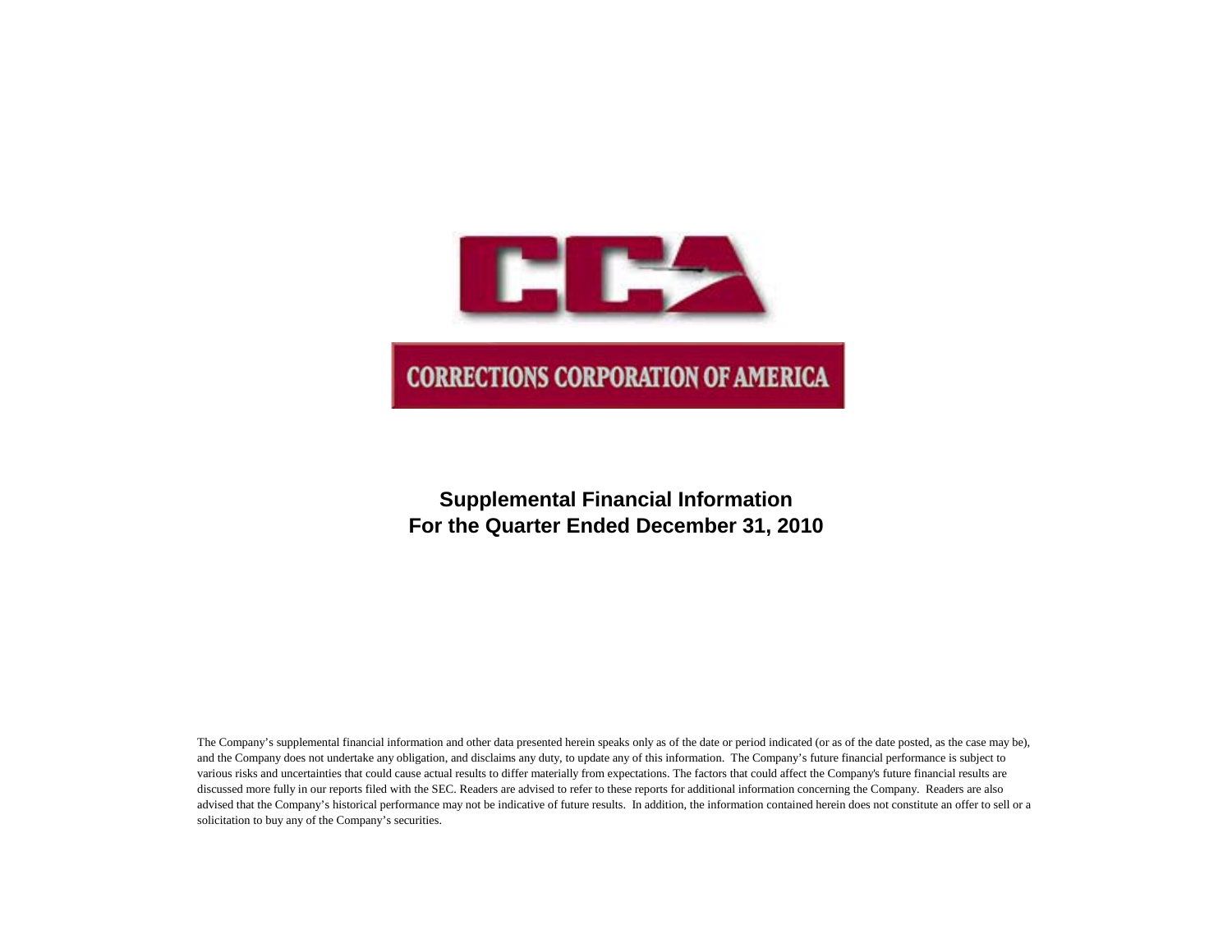CCA

CORRECTIONS CORPORATION OF AMERICA

**Supplemental Financial Information**
**For the Quarter Ended December 31, 2010**

The Company's supplemental financial information and other data presented herein speaks only as of the date or period indicated (or as of the date posted, as the case may be), and the Company does not undertake any obligation, and disclaims any duty, to update any of this information. The Company's future financial performance is subject to various risks and uncertainties that could cause actual results to differ materially from expectations. The factors that could affect the Company's future financial results are discussed more fully in our reports filed with the SEC. Readers are advised to refer to these reports for additional information concerning the Company. Readers are also advised that the Company's historical performance may not be indicative of future results. In addition, the information contained herein does not constitute an offer to sell or a solicitation to buy any of the Company's securities.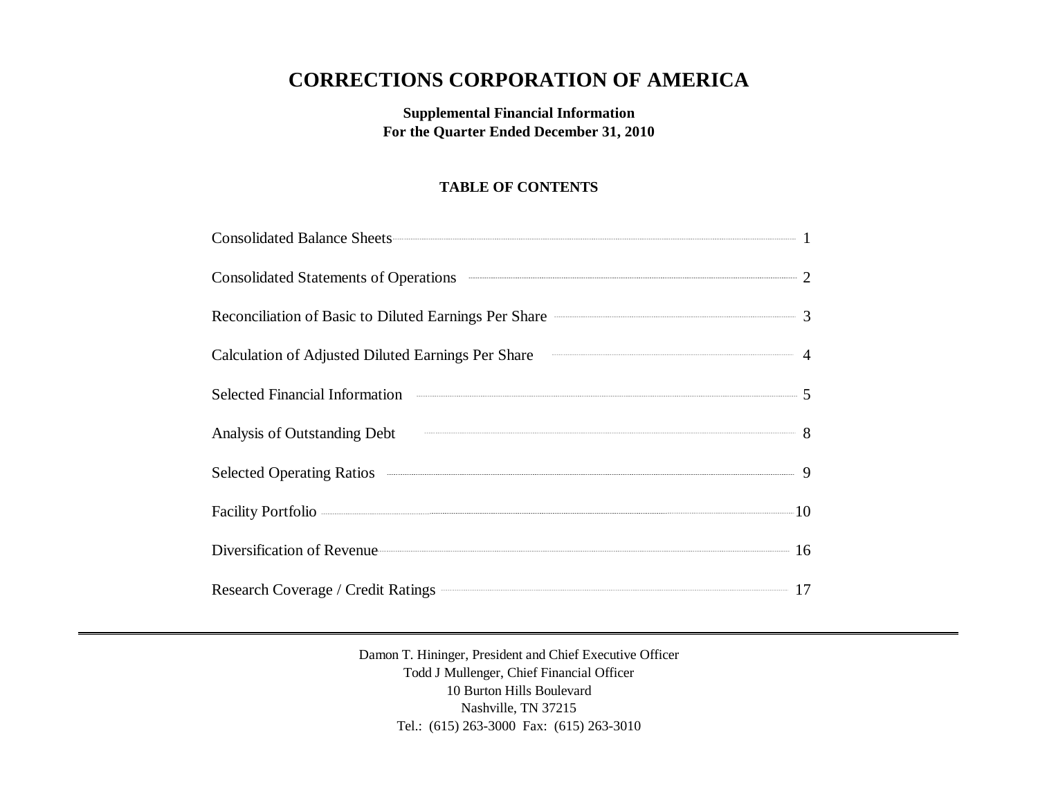# CORRECTIONS CORPORATION OF AMERICA

**Supplemental Financial Information**
**For the Quarter Ended December 31, 2010**

**TABLE OF CONTENTS**

| | |
|---|---|
| Consolidated Balance Sheets | 1 |
| Consolidated Statements of Operations | 2 |
| Reconciliation of Basic to Diluted Earnings Per Share | 3 |
| Calculation of Adjusted Diluted Earnings Per Share | 4 |
| Selected Financial Information | 5 |
| Analysis of Outstanding Debt | 8 |
| Selected Operating Ratios | 9 |
| Facility Portfolio | 10 |
| Diversification of Revenue | 16 |
| Research Coverage / Credit Ratings | 17 |

---

Damon T. Hininger, President and Chief Executive Officer
Todd J Mullenger, Chief Financial Officer
10 Burton Hills Boulevard
Nashville, TN 37215
Tel.: (615) 263-3000 Fax: (615) 263-3010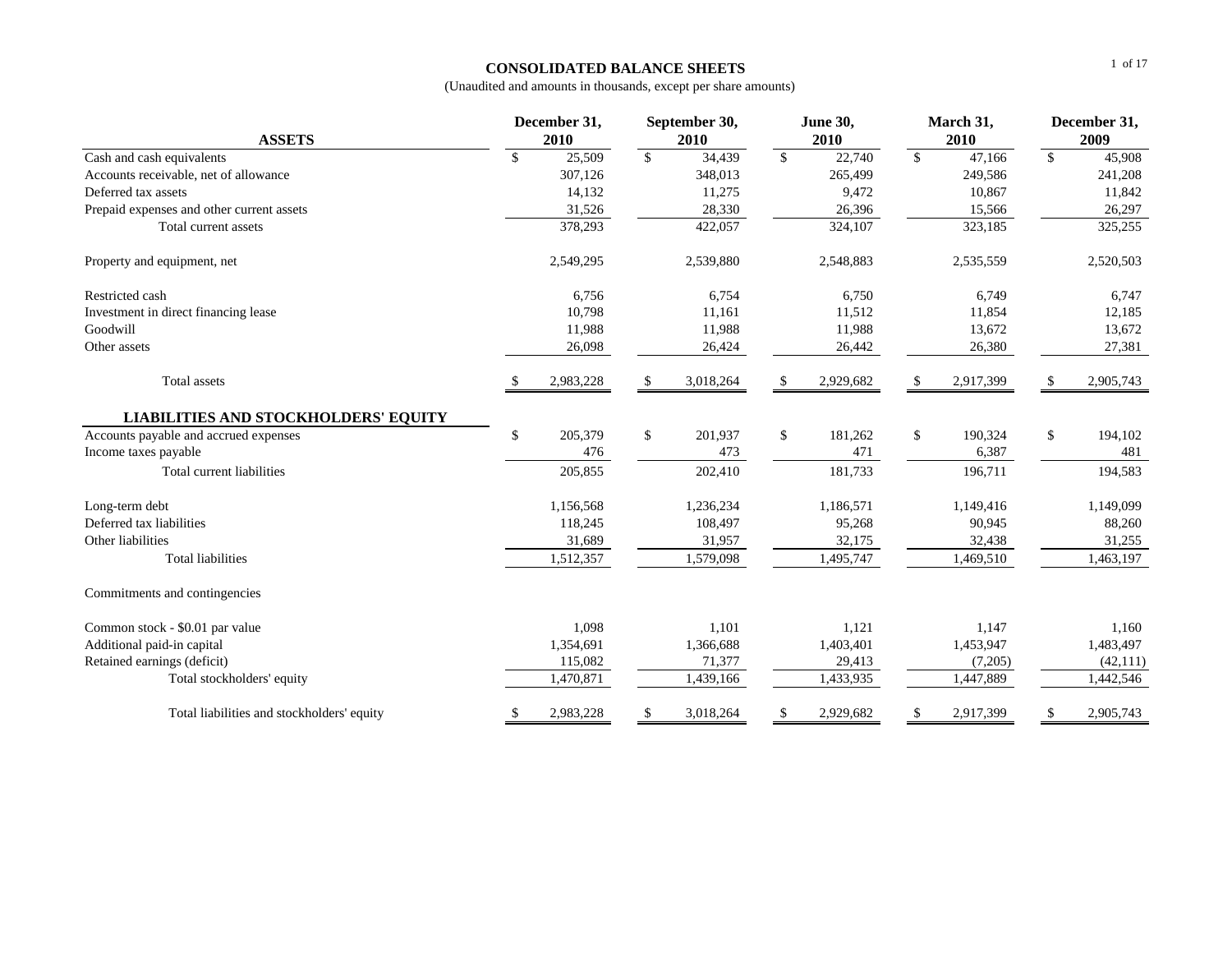# CONSOLIDATED BALANCE SHEETS

(Unaudited and amounts in thousands, except per share amounts)

| ASSETS | December 31, 2010 | September 30, 2010 | June 30, 2010 | March 31, 2010 | December 31, 2009 |
|---|---|---|---|---|---|
| Cash and cash equivalents | $ 25,509 | $ 34,439 | $ 22,740 | $ 47,166 | $ 45,908 |
| Accounts receivable, net of allowance | 307,126 | 348,013 | 265,499 | 249,586 | 241,208 |
| Deferred tax assets | 14,132 | 11,275 | 9,472 | 10,867 | 11,842 |
| Prepaid expenses and other current assets | 31,526 | 28,330 | 26,396 | 15,566 | 26,297 |
| Total current assets | 378,293 | 422,057 | 324,107 | 323,185 | 325,255 |
| Property and equipment, net | 2,549,295 | 2,539,880 | 2,548,883 | 2,535,559 | 2,520,503 |
| Restricted cash | 6,756 | 6,754 | 6,750 | 6,749 | 6,747 |
| Investment in direct financing lease | 10,798 | 11,161 | 11,512 | 11,854 | 12,185 |
| Goodwill | 11,988 | 11,988 | 11,988 | 13,672 | 13,672 |
| Other assets | 26,098 | 26,424 | 26,442 | 26,380 | 27,381 |
| Total assets | $ 2,983,228 | $ 3,018,264 | $ 2,929,682 | $ 2,917,399 | $ 2,905,743 |
| **LIABILITIES AND STOCKHOLDERS' EQUITY** | | | | | |
| Accounts payable and accrued expenses | $ 205,379 | $ 201,937 | $ 181,262 | $ 190,324 | $ 194,102 |
| Income taxes payable | 476 | 473 | 471 | 6,387 | 481 |
| Total current liabilities | 205,855 | 202,410 | 181,733 | 196,711 | 194,583 |
| Long-term debt | 1,156,568 | 1,236,234 | 1,186,571 | 1,149,416 | 1,149,099 |
| Deferred tax liabilities | 118,245 | 108,497 | 95,268 | 90,945 | 88,260 |
| Other liabilities | 31,689 | 31,957 | 32,175 | 32,438 | 31,255 |
| Total liabilities | 1,512,357 | 1,579,098 | 1,495,747 | 1,469,510 | 1,463,197 |
| Commitments and contingencies | | | | | |
| Common stock - $0.01 par value | 1,098 | 1,101 | 1,121 | 1,147 | 1,160 |
| Additional paid-in capital | 1,354,691 | 1,366,688 | 1,403,401 | 1,453,947 | 1,483,497 |
| Retained earnings (deficit) | 115,082 | 71,377 | 29,413 | (7,205) | (42,111) |
| Total stockholders' equity | 1,470,871 | 1,439,166 | 1,433,935 | 1,447,889 | 1,442,546 |
| Total liabilities and stockholders' equity | $ 2,983,228 | $ 3,018,264 | $ 2,929,682 | $ 2,917,399 | $ 2,905,743 |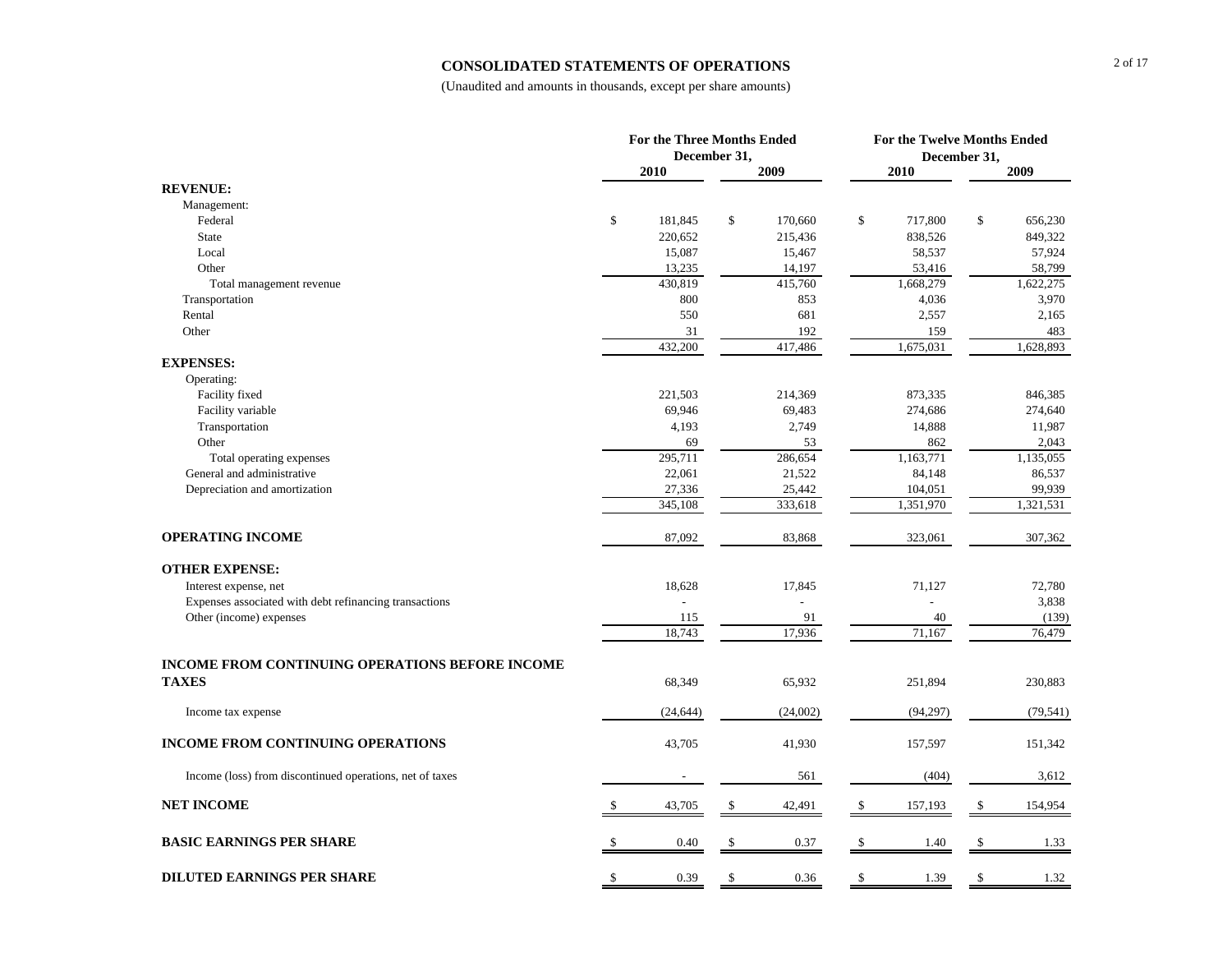# CONSOLIDATED STATEMENTS OF OPERATIONS

(Unaudited and amounts in thousands, except per share amounts)

| | For the Three Months Ended December 31, | | For the Twelve Months Ended December 31, | |
|---|---|---|---|---|
| | 2010 | 2009 | 2010 | 2009 |
| **REVENUE:** | | | | |
| Management: | | | | |
| Federal | $ 181,845 | $ 170,660 | $ 717,800 | $ 656,230 |
| State | 220,652 | 215,436 | 838,526 | 849,322 |
| Local | 15,087 | 15,467 | 58,537 | 57,924 |
| Other | 13,235 | 14,197 | 53,416 | 58,799 |
| Total management revenue | 430,819 | 415,760 | 1,668,279 | 1,622,275 |
| Transportation | 800 | 853 | 4,036 | 3,970 |
| Rental | 550 | 681 | 2,557 | 2,165 |
| Other | 31 | 192 | 159 | 483 |
| | 432,200 | 417,486 | 1,675,031 | 1,628,893 |
| **EXPENSES:** | | | | |
| Operating: | | | | |
| Facility fixed | 221,503 | 214,369 | 873,335 | 846,385 |
| Facility variable | 69,946 | 69,483 | 274,686 | 274,640 |
| Transportation | 4,193 | 2,749 | 14,888 | 11,987 |
| Other | 69 | 53 | 862 | 2,043 |
| Total operating expenses | 295,711 | 286,654 | 1,163,771 | 1,135,055 |
| General and administrative | 22,061 | 21,522 | 84,148 | 86,537 |
| Depreciation and amortization | 27,336 | 25,442 | 104,051 | 99,939 |
| | 345,108 | 333,618 | 1,351,970 | 1,321,531 |
| **OPERATING INCOME** | 87,092 | 83,868 | 323,061 | 307,362 |
| **OTHER EXPENSE:** | | | | |
| Interest expense, net | 18,628 | 17,845 | 71,127 | 72,780 |
| Expenses associated with debt refinancing transactions | - | - | - | 3,838 |
| Other (income) expenses | 115 | 91 | 40 | (139) |
| | 18,743 | 17,936 | 71,167 | 76,479 |
| **INCOME FROM CONTINUING OPERATIONS BEFORE INCOME TAXES** | 68,349 | 65,932 | 251,894 | 230,883 |
| Income tax expense | (24,644) | (24,002) | (94,297) | (79,541) |
| **INCOME FROM CONTINUING OPERATIONS** | 43,705 | 41,930 | 157,597 | 151,342 |
| Income (loss) from discontinued operations, net of taxes | - | 561 | (404) | 3,612 |
| **NET INCOME** | $ 43,705 | $ 42,491 | $ 157,193 | $ 154,954 |
| **BASIC EARNINGS PER SHARE** | $ 0.40 | $ 0.37 | $ 1.40 | $ 1.33 |
| **DILUTED EARNINGS PER SHARE** | $ 0.39 | $ 0.36 | $ 1.39 | $ 1.32 |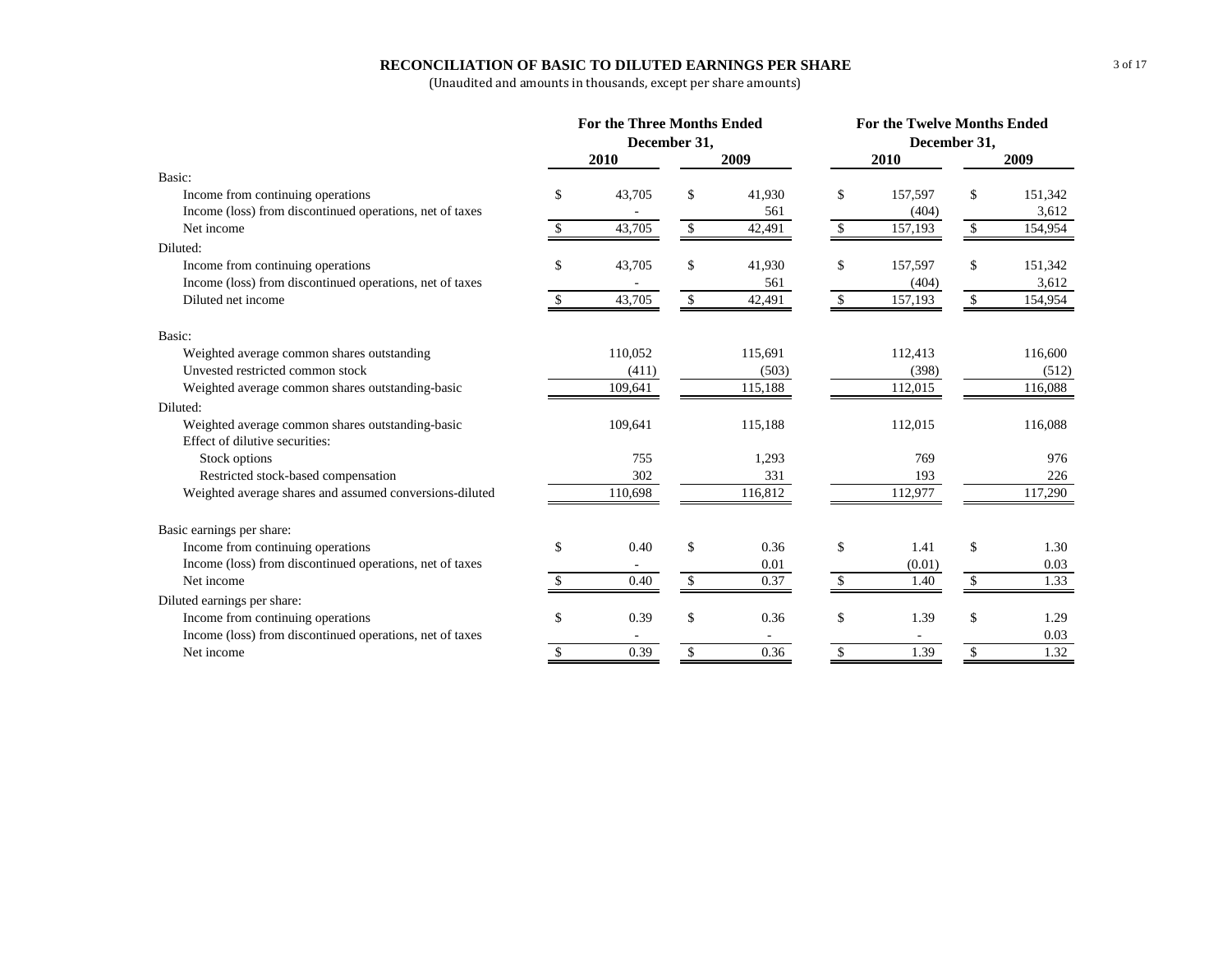## RECONCILIATION OF BASIC TO DILUTED EARNINGS PER SHARE

(Unaudited and amounts in thousands, except per share amounts)

| | For the Three Months Ended December 31, | | For the Twelve Months Ended December 31, | |
|---|---|---|---|---|
| | 2010 | 2009 | 2010 | 2009 |
| **Basic:** | | | | |
| Income from continuing operations | $ 43,705 | $ 41,930 | $ 157,597 | $ 151,342 |
| Income (loss) from discontinued operations, net of taxes | - | 561 | (404) | 3,612 |
| Net income | $ 43,705 | $ 42,491 | $ 157,193 | $ 154,954 |
| **Diluted:** | | | | |
| Income from continuing operations | $ 43,705 | $ 41,930 | $ 157,597 | $ 151,342 |
| Income (loss) from discontinued operations, net of taxes | - | 561 | (404) | 3,612 |
| Diluted net income | $ 43,705 | $ 42,491 | $ 157,193 | $ 154,954 |
| **Basic:** | | | | |
| Weighted average common shares outstanding | 110,052 | 115,691 | 112,413 | 116,600 |
| Unvested restricted common stock | (411) | (503) | (398) | (512) |
| Weighted average common shares outstanding-basic | 109,641 | 115,188 | 112,015 | 116,088 |
| **Diluted:** | | | | |
| Weighted average common shares outstanding-basic | 109,641 | 115,188 | 112,015 | 116,088 |
| Effect of dilutive securities: | | | | |
| Stock options | 755 | 1,293 | 769 | 976 |
| Restricted stock-based compensation | 302 | 331 | 193 | 226 |
| Weighted average shares and assumed conversions-diluted | 110,698 | 116,812 | 112,977 | 117,290 |
| **Basic earnings per share:** | | | | |
| Income from continuing operations | $ 0.40 | $ 0.36 | $ 1.41 | $ 1.30 |
| Income (loss) from discontinued operations, net of taxes | - | 0.01 | (0.01) | 0.03 |
| Net income | $ 0.40 | $ 0.37 | $ 1.40 | $ 1.33 |
| **Diluted earnings per share:** | | | | |
| Income from continuing operations | $ 0.39 | $ 0.36 | $ 1.39 | $ 1.29 |
| Income (loss) from discontinued operations, net of taxes | - | - | - | 0.03 |
| Net income | $ 0.39 | $ 0.36 | $ 1.39 | $ 1.32 |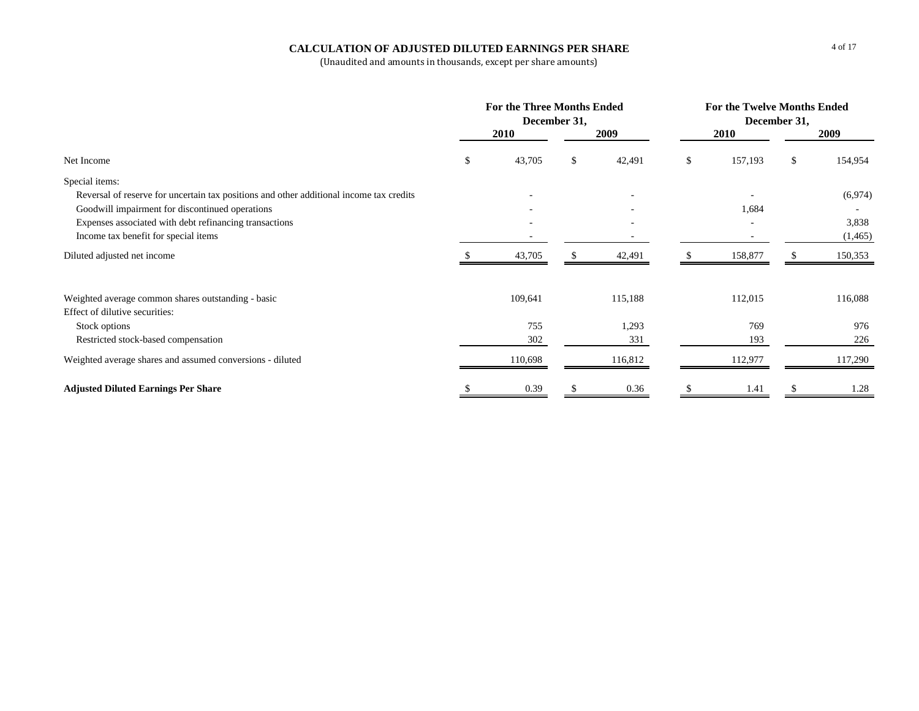## CALCULATION OF ADJUSTED DILUTED EARNINGS PER SHARE

(Unaudited and amounts in thousands, except per share amounts)

| | For the Three Months Ended December 31, | | For the Twelve Months Ended December 31, | |
|---|---|---|---|---|
| | 2010 | 2009 | 2010 | 2009 |
| Net Income | $ 43,705 | $ 42,491 | $ 157,193 | $ 154,954 |
| Special items: | | | | |
| Reversal of reserve for uncertain tax positions and other additional income tax credits | - | - | - | (6,974) |
| Goodwill impairment for discontinued operations | - | - | 1,684 | - |
| Expenses associated with debt refinancing transactions | - | - | - | 3,838 |
| Income tax benefit for special items | - | - | - | (1,465) |
| Diluted adjusted net income | $ 43,705 | $ 42,491 | $ 158,877 | $ 150,353 |
| | | | | |
| Weighted average common shares outstanding - basic | 109,641 | 115,188 | 112,015 | 116,088 |
| Effect of dilutive securities: | | | | |
| Stock options | 755 | 1,293 | 769 | 976 |
| Restricted stock-based compensation | 302 | 331 | 193 | 226 |
| Weighted average shares and assumed conversions - diluted | 110,698 | 116,812 | 112,977 | 117,290 |
| | | | | |
| **Adjusted Diluted Earnings Per Share** | $ 0.39 | $ 0.36 | $ 1.41 | $ 1.28 |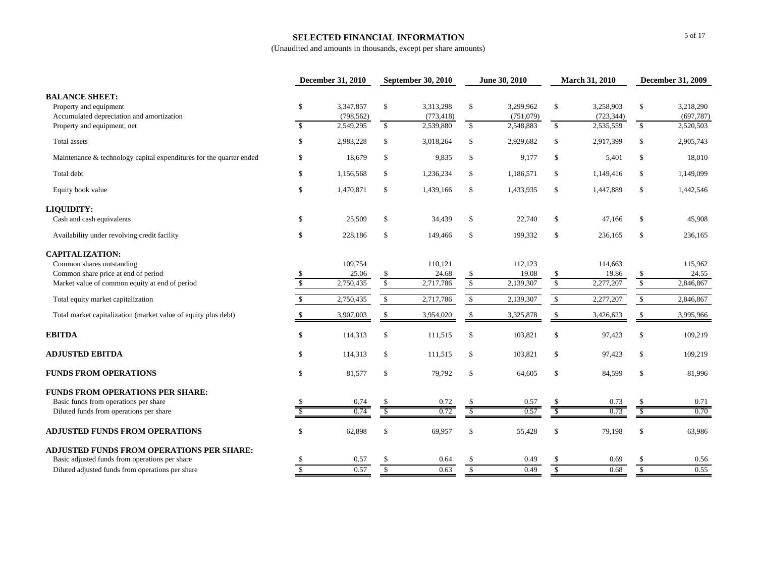# SELECTED FINANCIAL INFORMATION

(Unaudited and amounts in thousands, except per share amounts)

| | December 31, 2010 | September 30, 2010 | June 30, 2010 | March 31, 2010 | December 31, 2009 |
|---|---|---|---|---|---|
| **BALANCE SHEET:** | | | | | |
| Property and equipment | $ 3,347,857 | $ 3,313,298 | $ 3,299,962 | $ 3,258,903 | $ 3,218,290 |
| Accumulated depreciation and amortization | (798,562) | (773,418) | (751,079) | (723,344) | (697,787) |
| Property and equipment, net | $ 2,549,295 | $ 2,539,880 | $ 2,548,883 | $ 2,535,559 | $ 2,520,503 |
| Total assets | $ 2,983,228 | $ 3,018,264 | $ 2,929,682 | $ 2,917,399 | $ 2,905,743 |
| Maintenance & technology capital expenditures for the quarter ended | $ 18,679 | $ 9,835 | $ 9,177 | $ 5,401 | $ 18,010 |
| Total debt | $ 1,156,568 | $ 1,236,234 | $ 1,186,571 | $ 1,149,416 | $ 1,149,099 |
| Equity book value | $ 1,470,871 | $ 1,439,166 | $ 1,433,935 | $ 1,447,889 | $ 1,442,546 |
| **LIQUIDITY:** | | | | | |
| Cash and cash equivalents | $ 25,509 | $ 34,439 | $ 22,740 | $ 47,166 | $ 45,908 |
| Availability under revolving credit facility | $ 228,186 | $ 149,466 | $ 199,332 | $ 236,165 | $ 236,165 |
| **CAPITALIZATION:** | | | | | |
| Common shares outstanding | 109,754 | 110,121 | 112,123 | 114,663 | 115,962 |
| Common share price at end of period | $ 25.06 | $ 24.68 | $ 19.08 | $ 19.86 | $ 24.55 |
| Market value of common equity at end of period | $ 2,750,435 | $ 2,717,786 | $ 2,139,307 | $ 2,277,207 | $ 2,846,867 |
| Total equity market capitalization | $ 2,750,435 | $ 2,717,786 | $ 2,139,307 | $ 2,277,207 | $ 2,846,867 |
| Total market capitalization (market value of equity plus debt) | $ 3,907,003 | $ 3,954,020 | $ 3,325,878 | $ 3,426,623 | $ 3,995,966 |
| **EBITDA** | $ 114,313 | $ 111,515 | $ 103,821 | $ 97,423 | $ 109,219 |
| **ADJUSTED EBITDA** | $ 114,313 | $ 111,515 | $ 103,821 | $ 97,423 | $ 109,219 |
| **FUNDS FROM OPERATIONS** | $ 81,577 | $ 79,792 | $ 64,605 | $ 84,599 | $ 81,996 |
| **FUNDS FROM OPERATIONS PER SHARE:** | | | | | |
| Basic funds from operations per share | $ 0.74 | $ 0.72 | $ 0.57 | $ 0.73 | $ 0.71 |
| Diluted funds from operations per share | $ 0.74 | $ 0.72 | $ 0.57 | $ 0.73 | $ 0.70 |
| **ADJUSTED FUNDS FROM OPERATIONS** | $ 62,898 | $ 69,957 | $ 55,428 | $ 79,198 | $ 63,986 |
| **ADJUSTED FUNDS FROM OPERATIONS PER SHARE:** | | | | | |
| Basic adjusted funds from operations per share | $ 0.57 | $ 0.64 | $ 0.49 | $ 0.69 | $ 0.56 |
| Diluted adjusted funds from operations per share | $ 0.57 | $ 0.63 | $ 0.49 | $ 0.68 | $ 0.55 |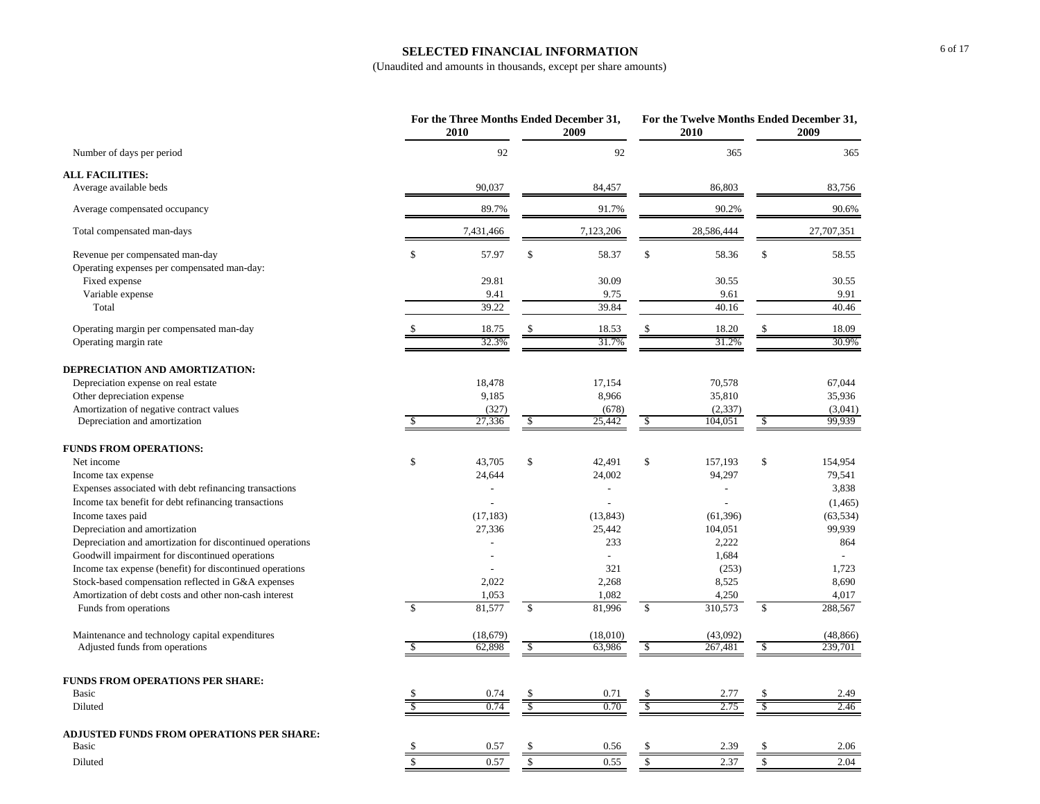# SELECTED FINANCIAL INFORMATION

(Unaudited and amounts in thousands, except per share amounts)

| | For the Three Months Ended December 31, | | For the Twelve Months Ended December 31, | |
|---|---|---|---|---|
| | 2010 | 2009 | 2010 | 2009 |
| Number of days per period | 92 | 92 | 365 | 365 |
| **ALL FACILITIES:** | | | | |
| Average available beds | 90,037 | 84,457 | 86,803 | 83,756 |
| Average compensated occupancy | 89.7% | 91.7% | 90.2% | 90.6% |
| Total compensated man-days | 7,431,466 | 7,123,206 | 28,586,444 | 27,707,351 |
| Revenue per compensated man-day | $ 57.97 | $ 58.37 | $ 58.36 | $ 58.55 |
| Operating expenses per compensated man-day: | | | | |
| Fixed expense | 29.81 | 30.09 | 30.55 | 30.55 |
| Variable expense | 9.41 | 9.75 | 9.61 | 9.91 |
| Total | 39.22 | 39.84 | 40.16 | 40.46 |
| Operating margin per compensated man-day | $ 18.75 | $ 18.53 | $ 18.20 | $ 18.09 |
| Operating margin rate | 32.3% | 31.7% | 31.2% | 30.9% |
| **DEPRECIATION AND AMORTIZATION:** | | | | |
| Depreciation expense on real estate | 18,478 | 17,154 | 70,578 | 67,044 |
| Other depreciation expense | 9,185 | 8,966 | 35,810 | 35,936 |
| Amortization of negative contract values | (327) | (678) | (2,337) | (3,041) |
| Depreciation and amortization | $ 27,336 | $ 25,442 | $ 104,051 | $ 99,939 |
| **FUNDS FROM OPERATIONS:** | | | | |
| Net income | $ 43,705 | $ 42,491 | $ 157,193 | $ 154,954 |
| Income tax expense | 24,644 | 24,002 | 94,297 | 79,541 |
| Expenses associated with debt refinancing transactions | - | - | - | 3,838 |
| Income tax benefit for debt refinancing transactions | - | - | - | (1,465) |
| Income taxes paid | (17,183) | (13,843) | (61,396) | (63,534) |
| Depreciation and amortization | 27,336 | 25,442 | 104,051 | 99,939 |
| Depreciation and amortization for discontinued operations | - | 233 | 2,222 | 864 |
| Goodwill impairment for discontinued operations | - | - | 1,684 | - |
| Income tax expense (benefit) for discontinued operations | - | 321 | (253) | 1,723 |
| Stock-based compensation reflected in G&A expenses | 2,022 | 2,268 | 8,525 | 8,690 |
| Amortization of debt costs and other non-cash interest | 1,053 | 1,082 | 4,250 | 4,017 |
| Funds from operations | $ 81,577 | $ 81,996 | $ 310,573 | $ 288,567 |
| Maintenance and technology capital expenditures | (18,679) | (18,010) | (43,092) | (48,866) |
| Adjusted funds from operations | $ 62,898 | $ 63,986 | $ 267,481 | $ 239,701 |
| **FUNDS FROM OPERATIONS PER SHARE:** | | | | |
| Basic | $ 0.74 | $ 0.71 | $ 2.77 | $ 2.49 |
| Diluted | $ 0.74 | $ 0.70 | $ 2.75 | $ 2.46 |
| **ADJUSTED FUNDS FROM OPERATIONS PER SHARE:** | | | | |
| Basic | $ 0.57 | $ 0.56 | $ 2.39 | $ 2.06 |
| Diluted | $ 0.57 | $ 0.55 | $ 2.37 | $ 2.04 |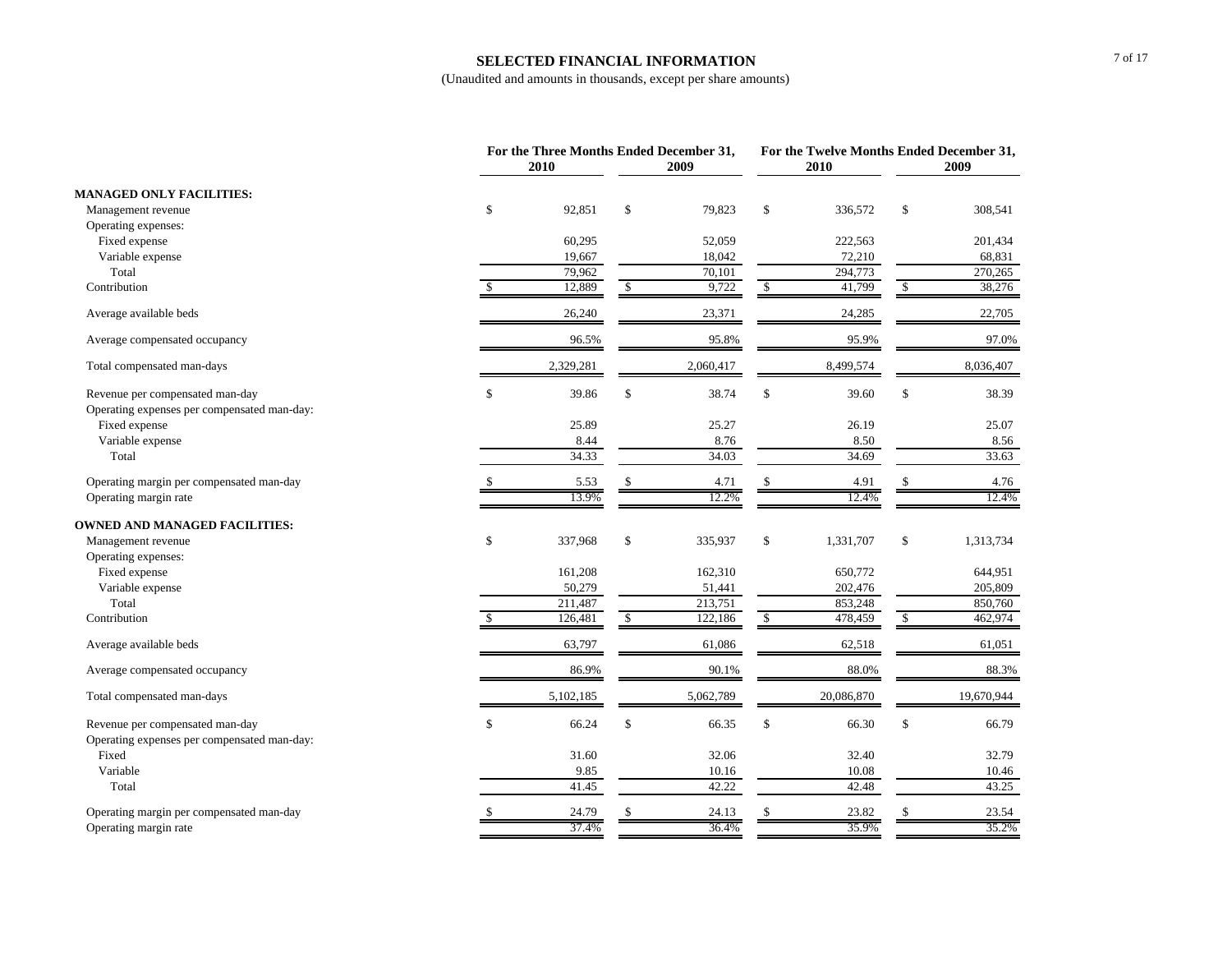**SELECTED FINANCIAL INFORMATION**

(Unaudited and amounts in thousands, except per share amounts)

| | For the Three Months Ended December 31, | | For the Twelve Months Ended December 31, | |
|---|---|---|---|---|
| | 2010 | 2009 | 2010 | 2009 |
| **MANAGED ONLY FACILITIES:** | | | | |
| Management revenue | $ 92,851 | $ 79,823 | $ 336,572 | $ 308,541 |
| Operating expenses: | | | | |
| Fixed expense | 60,295 | 52,059 | 222,563 | 201,434 |
| Variable expense | 19,667 | 18,042 | 72,210 | 68,831 |
| Total | 79,962 | 70,101 | 294,773 | 270,265 |
| Contribution | $ 12,889 | $ 9,722 | $ 41,799 | $ 38,276 |
| Average available beds | 26,240 | 23,371 | 24,285 | 22,705 |
| Average compensated occupancy | 96.5% | 95.8% | 95.9% | 97.0% |
| Total compensated man-days | 2,329,281 | 2,060,417 | 8,499,574 | 8,036,407 |
| Revenue per compensated man-day | $ 39.86 | $ 38.74 | $ 39.60 | $ 38.39 |
| Operating expenses per compensated man-day: | | | | |
| Fixed expense | 25.89 | 25.27 | 26.19 | 25.07 |
| Variable expense | 8.44 | 8.76 | 8.50 | 8.56 |
| Total | 34.33 | 34.03 | 34.69 | 33.63 |
| Operating margin per compensated man-day | $ 5.53 | $ 4.71 | $ 4.91 | $ 4.76 |
| Operating margin rate | 13.9% | 12.2% | 12.4% | 12.4% |
| **OWNED AND MANAGED FACILITIES:** | | | | |
| Management revenue | $ 337,968 | $ 335,937 | $ 1,331,707 | $ 1,313,734 |
| Operating expenses: | | | | |
| Fixed expense | 161,208 | 162,310 | 650,772 | 644,951 |
| Variable expense | 50,279 | 51,441 | 202,476 | 205,809 |
| Total | 211,487 | 213,751 | 853,248 | 850,760 |
| Contribution | $ 126,481 | $ 122,186 | $ 478,459 | $ 462,974 |
| Average available beds | 63,797 | 61,086 | 62,518 | 61,051 |
| Average compensated occupancy | 86.9% | 90.1% | 88.0% | 88.3% |
| Total compensated man-days | 5,102,185 | 5,062,789 | 20,086,870 | 19,670,944 |
| Revenue per compensated man-day | $ 66.24 | $ 66.35 | $ 66.30 | $ 66.79 |
| Operating expenses per compensated man-day: | | | | |
| Fixed | 31.60 | 32.06 | 32.40 | 32.79 |
| Variable | 9.85 | 10.16 | 10.08 | 10.46 |
| Total | 41.45 | 42.22 | 42.48 | 43.25 |
| Operating margin per compensated man-day | $ 24.79 | $ 24.13 | $ 23.82 | $ 23.54 |
| Operating margin rate | 37.4% | 36.4% | 35.9% | 35.2% |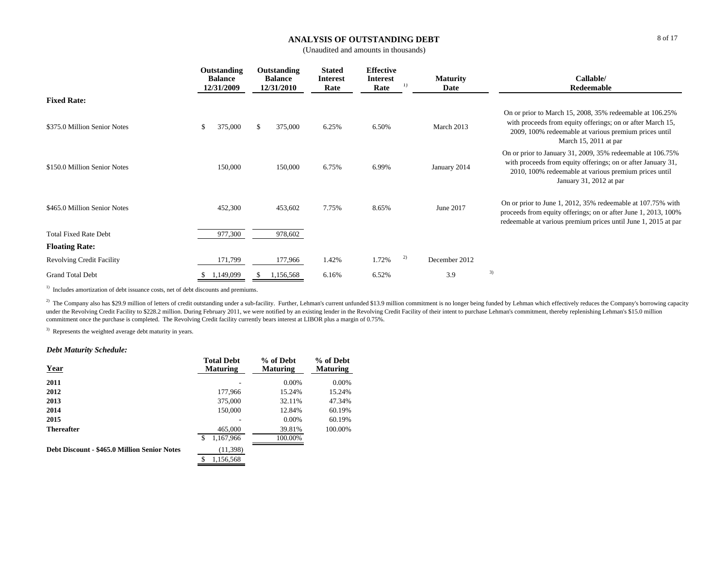# ANALYSIS OF OUTSTANDING DEBT

(Unaudited and amounts in thousands)

| | Outstanding Balance 12/31/2009 | Outstanding Balance 12/31/2010 | Stated Interest Rate | Effective Interest Rate [1] | Maturity Date | Callable/ Redeemable |
|---|---|---|---|---|---|---|
| **Fixed Rate:** | | | | | | |
| $375.0 Million Senior Notes | $ 375,000 | $ 375,000 | 6.25% | 6.50% | March 2013 | On or prior to March 15, 2008, 35% redeemable at 106.25% with proceeds from equity offerings; on or after March 15, 2009, 100% redeemable at various premium prices until March 15, 2011 at par |
| $150.0 Million Senior Notes | 150,000 | 150,000 | 6.75% | 6.99% | January 2014 | On or prior to January 31, 2009, 35% redeemable at 106.75% with proceeds from equity offerings; on or after January 31, 2010, 100% redeemable at various premium prices until January 31, 2012 at par |
| $465.0 Million Senior Notes | 452,300 | 453,602 | 7.75% | 8.65% | June 2017 | On or prior to June 1, 2012, 35% redeemable at 107.75% with proceeds from equity offerings; on or after June 1, 2013, 100% redeemable at various premium prices until June 1, 2015 at par |
| Total Fixed Rate Debt | 977,300 | 978,602 | | | | |
| **Floating Rate:** | | | | | | |
| Revolving Credit Facility | 171,799 | 177,966 | 1.42% | 1.72% [2] | December 2012 | |
| Grand Total Debt | $ 1,149,099 | $ 1,156,568 | 6.16% | 6.52% | 3.9 [3] | |

[1] Includes amortization of debt issuance costs, net of debt discounts and premiums.

[2] The Company also has $29.9 million of letters of credit outstanding under a sub-facility. Further, Lehman's current unfunded $13.9 million commitment is no longer being funded by Lehman which effectively reduces the Company's borrowing capacity under the Revolving Credit Facility to $228.2 million. During February 2011, we were notified by an existing lender in the Revolving Credit Facility of their intent to purchase Lehman's commitment, thereby replenishing Lehman's $15.0 million commitment once the purchase is completed. The Revolving Credit facility currently bears interest at LIBOR plus a margin of 0.75%.

[3] Represents the weighted average debt maturity in years.

### *Debt Maturity Schedule:*

| Year | Total Debt Maturing | % of Debt Maturing | % of Debt Maturing |
|---|---|---|---|
| **2011** | - | 0.00% | 0.00% |
| **2012** | 177,966 | 15.24% | 15.24% |
| **2013** | 375,000 | 32.11% | 47.34% |
| **2014** | 150,000 | 12.84% | 60.19% |
| **2015** | - | 0.00% | 60.19% |
| **Thereafter** | 465,000 | 39.81% | 100.00% |
| | $ 1,167,966 | 100.00% | |
| **Debt Discount - $465.0 Million Senior Notes** | (11,398) | | |
| | $ 1,156,568 | | |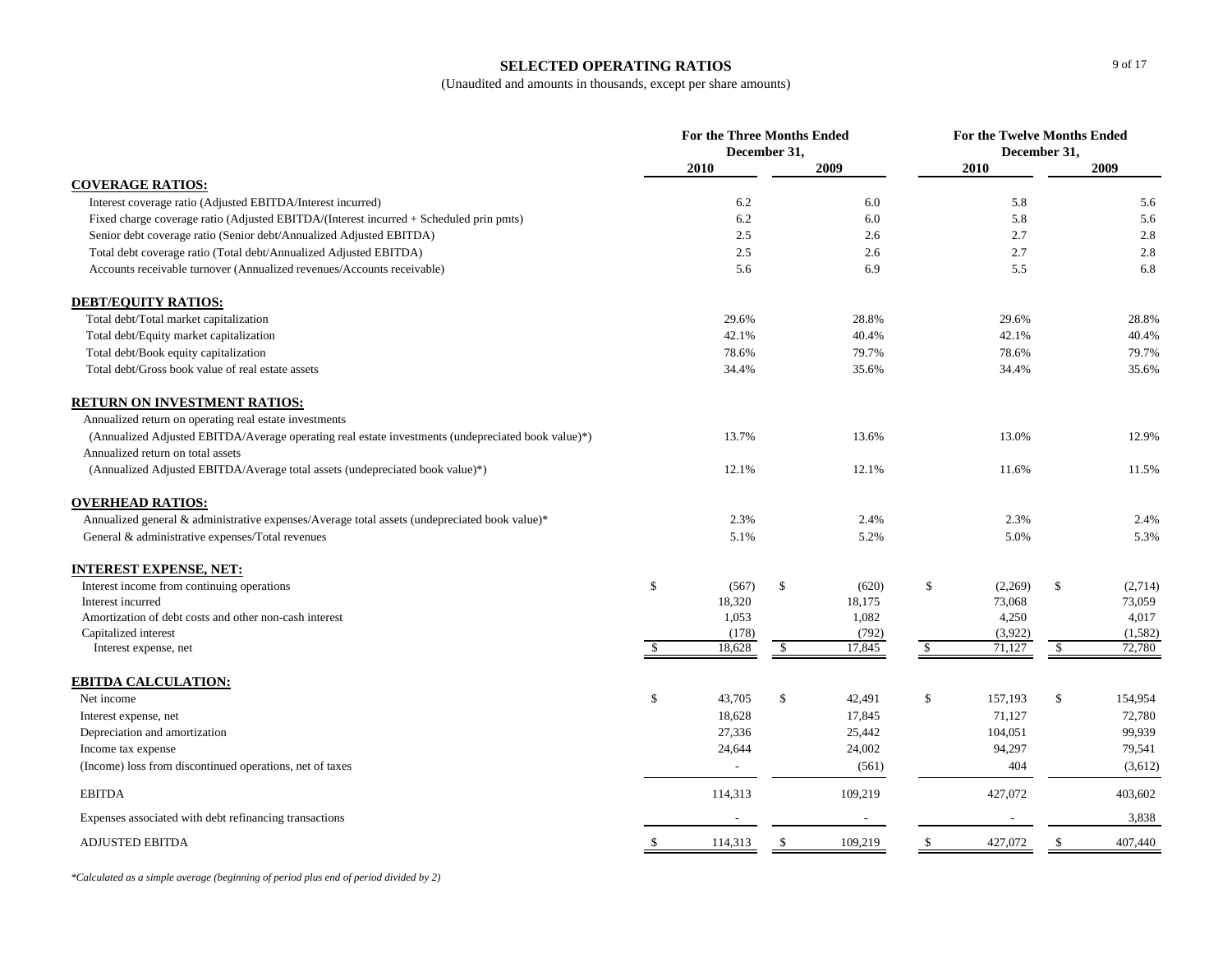# SELECTED OPERATING RATIOS

(Unaudited and amounts in thousands, except per share amounts)

| | For the Three Months Ended December 31, | | For the Twelve Months Ended December 31, | |
|---|---|---|---|---|
| | 2010 | 2009 | 2010 | 2009 |
| **COVERAGE RATIOS:** | | | | |
| Interest coverage ratio (Adjusted EBITDA/Interest incurred) | 6.2 | 6.0 | 5.8 | 5.6 |
| Fixed charge coverage ratio (Adjusted EBITDA/(Interest incurred + Scheduled prin pmts) | 6.2 | 6.0 | 5.8 | 5.6 |
| Senior debt coverage ratio (Senior debt/Annualized Adjusted EBITDA) | 2.5 | 2.6 | 2.7 | 2.8 |
| Total debt coverage ratio (Total debt/Annualized Adjusted EBITDA) | 2.5 | 2.6 | 2.7 | 2.8 |
| Accounts receivable turnover (Annualized revenues/Accounts receivable) | 5.6 | 6.9 | 5.5 | 6.8 |
| **DEBT/EQUITY RATIOS:** | | | | |
| Total debt/Total market capitalization | 29.6% | 28.8% | 29.6% | 28.8% |
| Total debt/Equity market capitalization | 42.1% | 40.4% | 42.1% | 40.4% |
| Total debt/Book equity capitalization | 78.6% | 79.7% | 78.6% | 79.7% |
| Total debt/Gross book value of real estate assets | 34.4% | 35.6% | 34.4% | 35.6% |
| **RETURN ON INVESTMENT RATIOS:** | | | | |
| Annualized return on operating real estate investments (Annualized Adjusted EBITDA/Average operating real estate investments (undepreciated book value)*) | 13.7% | 13.6% | 13.0% | 12.9% |
| Annualized return on total assets (Annualized Adjusted EBITDA/Average total assets (undepreciated book value)*) | 12.1% | 12.1% | 11.6% | 11.5% |
| **OVERHEAD RATIOS:** | | | | |
| Annualized general & administrative expenses/Average total assets (undepreciated book value)* | 2.3% | 2.4% | 2.3% | 2.4% |
| General & administrative expenses/Total revenues | 5.1% | 5.2% | 5.0% | 5.3% |
| **INTEREST EXPENSE, NET:** | | | | |
| Interest income from continuing operations | $ (567) | $ (620) | $ (2,269) | $ (2,714) |
| Interest incurred | 18,320 | 18,175 | 73,068 | 73,059 |
| Amortization of debt costs and other non-cash interest | 1,053 | 1,082 | 4,250 | 4,017 |
| Capitalized interest | (178) | (792) | (3,922) | (1,582) |
| Interest expense, net | $ 18,628 | $ 17,845 | $ 71,127 | $ 72,780 |
| **EBITDA CALCULATION:** | | | | |
| Net income | $ 43,705 | $ 42,491 | $ 157,193 | $ 154,954 |
| Interest expense, net | 18,628 | 17,845 | 71,127 | 72,780 |
| Depreciation and amortization | 27,336 | 25,442 | 104,051 | 99,939 |
| Income tax expense | 24,644 | 24,002 | 94,297 | 79,541 |
| (Income) loss from discontinued operations, net of taxes | - | (561) | 404 | (3,612) |
| EBITDA | 114,313 | 109,219 | 427,072 | 403,602 |
| Expenses associated with debt refinancing transactions | - | - | - | 3,838 |
| ADJUSTED EBITDA | $ 114,313 | $ 109,219 | $ 427,072 | $ 407,440 |

*Calculated as a simple average (beginning of period plus end of period divided by 2)*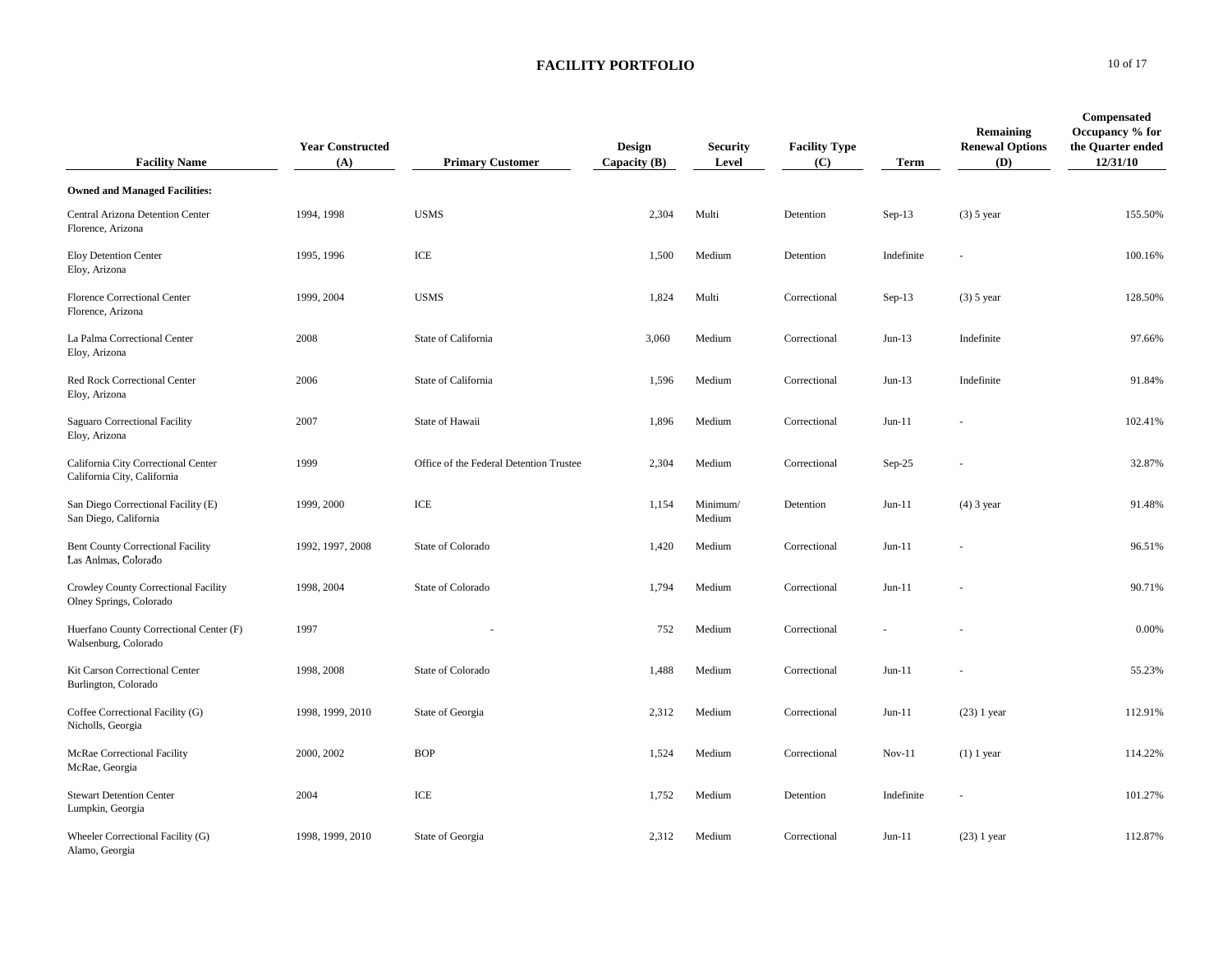# FACILITY PORTFOLIO

| Facility Name | Year Constructed (A) | Primary Customer | Design Capacity (B) | Security Level | Facility Type (C) | Term | Remaining Renewal Options (D) | Compensated Occupancy % for the Quarter ended 12/31/10 |
|---|---|---|---|---|---|---|---|---|
| **Owned and Managed Facilities:** | | | | | | | | |
| Central Arizona Detention Center<br>Florence, Arizona | 1994, 1998 | USMS | 2,304 | Multi | Detention | Sep-13 | (3) 5 year | 155.50% |
| Eloy Detention Center<br>Eloy, Arizona | 1995, 1996 | ICE | 1,500 | Medium | Detention | Indefinite | - | 100.16% |
| Florence Correctional Center<br>Florence, Arizona | 1999, 2004 | USMS | 1,824 | Multi | Correctional | Sep-13 | (3) 5 year | 128.50% |
| La Palma Correctional Center<br>Eloy, Arizona | 2008 | State of California | 3,060 | Medium | Correctional | Jun-13 | Indefinite | 97.66% |
| Red Rock Correctional Center<br>Eloy, Arizona | 2006 | State of California | 1,596 | Medium | Correctional | Jun-13 | Indefinite | 91.84% |
| Saguaro Correctional Facility<br>Eloy, Arizona | 2007 | State of Hawaii | 1,896 | Medium | Correctional | Jun-11 | - | 102.41% |
| California City Correctional Center<br>California City, California | 1999 | Office of the Federal Detention Trustee | 2,304 | Medium | Correctional | Sep-25 | - | 32.87% |
| San Diego Correctional Facility (E)<br>San Diego, California | 1999, 2000 | ICE | 1,154 | Minimum/ Medium | Detention | Jun-11 | (4) 3 year | 91.48% |
| Bent County Correctional Facility<br>Las Animas, Colorado | 1992, 1997, 2008 | State of Colorado | 1,420 | Medium | Correctional | Jun-11 | - | 96.51% |
| Crowley County Correctional Facility<br>Olney Springs, Colorado | 1998, 2004 | State of Colorado | 1,794 | Medium | Correctional | Jun-11 | - | 90.71% |
| Huerfano County Correctional Center (F)<br>Walsenburg, Colorado | 1997 | - | 752 | Medium | Correctional | - | - | 0.00% |
| Kit Carson Correctional Center<br>Burlington, Colorado | 1998, 2008 | State of Colorado | 1,488 | Medium | Correctional | Jun-11 | - | 55.23% |
| Coffee Correctional Facility (G)<br>Nicholls, Georgia | 1998, 1999, 2010 | State of Georgia | 2,312 | Medium | Correctional | Jun-11 | (23) 1 year | 112.91% |
| McRae Correctional Facility<br>McRae, Georgia | 2000, 2002 | BOP | 1,524 | Medium | Correctional | Nov-11 | (1) 1 year | 114.22% |
| Stewart Detention Center<br>Lumpkin, Georgia | 2004 | ICE | 1,752 | Medium | Detention | Indefinite | - | 101.27% |
| Wheeler Correctional Facility (G)<br>Alamo, Georgia | 1998, 1999, 2010 | State of Georgia | 2,312 | Medium | Correctional | Jun-11 | (23) 1 year | 112.87% |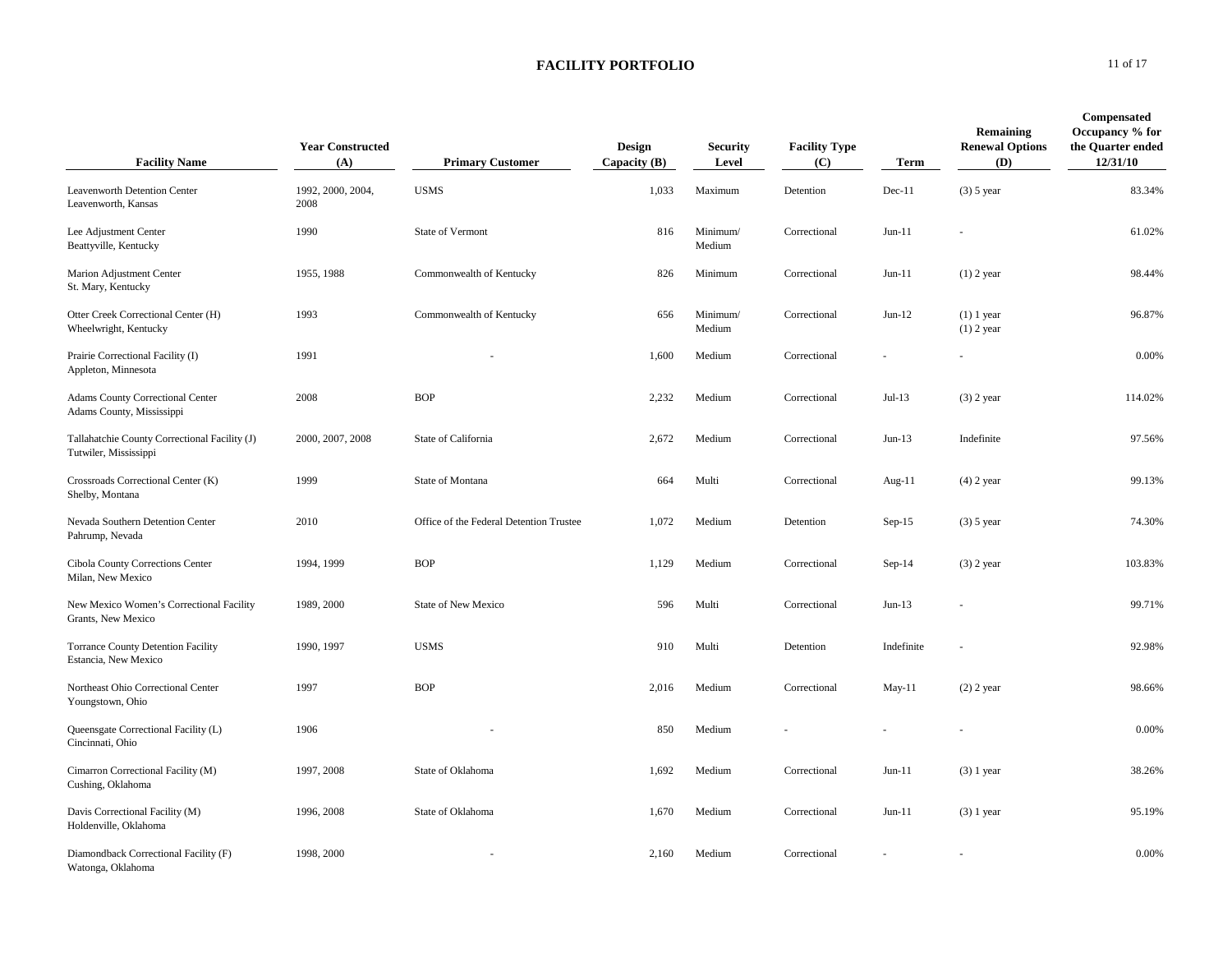# FACILITY PORTFOLIO

| Facility Name | Year Constructed (A) | Primary Customer | Design Capacity (B) | Security Level | Facility Type (C) | Term | Remaining Renewal Options (D) | Compensated Occupancy % for the Quarter ended 12/31/10 |
|---|---|---|---|---|---|---|---|---|
| Leavenworth Detention Center<br>Leavenworth, Kansas | 1992, 2000, 2004, 2008 | USMS | 1,033 | Maximum | Detention | Dec-11 | (3) 5 year | 83.34% |
| Lee Adjustment Center<br>Beattyville, Kentucky | 1990 | State of Vermont | 816 | Minimum/ Medium | Correctional | Jun-11 | - | 61.02% |
| Marion Adjustment Center<br>St. Mary, Kentucky | 1955, 1988 | Commonwealth of Kentucky | 826 | Minimum | Correctional | Jun-11 | (1) 2 year | 98.44% |
| Otter Creek Correctional Center (H)<br>Wheelwright, Kentucky | 1993 | Commonwealth of Kentucky | 656 | Minimum/ Medium | Correctional | Jun-12 | (1) 1 year<br>(1) 2 year | 96.87% |
| Prairie Correctional Facility (I)<br>Appleton, Minnesota | 1991 | - | 1,600 | Medium | Correctional | - | - | 0.00% |
| Adams County Correctional Center<br>Adams County, Mississippi | 2008 | BOP | 2,232 | Medium | Correctional | Jul-13 | (3) 2 year | 114.02% |
| Tallahatchie County Correctional Facility (J)<br>Tutwiler, Mississippi | 2000, 2007, 2008 | State of California | 2,672 | Medium | Correctional | Jun-13 | Indefinite | 97.56% |
| Crossroads Correctional Center (K)<br>Shelby, Montana | 1999 | State of Montana | 664 | Multi | Correctional | Aug-11 | (4) 2 year | 99.13% |
| Nevada Southern Detention Center<br>Pahrump, Nevada | 2010 | Office of the Federal Detention Trustee | 1,072 | Medium | Detention | Sep-15 | (3) 5 year | 74.30% |
| Cibola County Corrections Center<br>Milan, New Mexico | 1994, 1999 | BOP | 1,129 | Medium | Correctional | Sep-14 | (3) 2 year | 103.83% |
| New Mexico Women's Correctional Facility<br>Grants, New Mexico | 1989, 2000 | State of New Mexico | 596 | Multi | Correctional | Jun-13 | - | 99.71% |
| Torrance County Detention Facility<br>Estancia, New Mexico | 1990, 1997 | USMS | 910 | Multi | Detention | Indefinite | - | 92.98% |
| Northeast Ohio Correctional Center<br>Youngstown, Ohio | 1997 | BOP | 2,016 | Medium | Correctional | May-11 | (2) 2 year | 98.66% |
| Queensgate Correctional Facility (L)<br>Cincinnati, Ohio | 1906 | - | 850 | Medium | - | - | - | 0.00% |
| Cimarron Correctional Facility (M)<br>Cushing, Oklahoma | 1997, 2008 | State of Oklahoma | 1,692 | Medium | Correctional | Jun-11 | (3) 1 year | 38.26% |
| Davis Correctional Facility (M)<br>Holdenville, Oklahoma | 1996, 2008 | State of Oklahoma | 1,670 | Medium | Correctional | Jun-11 | (3) 1 year | 95.19% |
| Diamondback Correctional Facility (F)<br>Watonga, Oklahoma | 1998, 2000 | - | 2,160 | Medium | Correctional | - | - | 0.00% |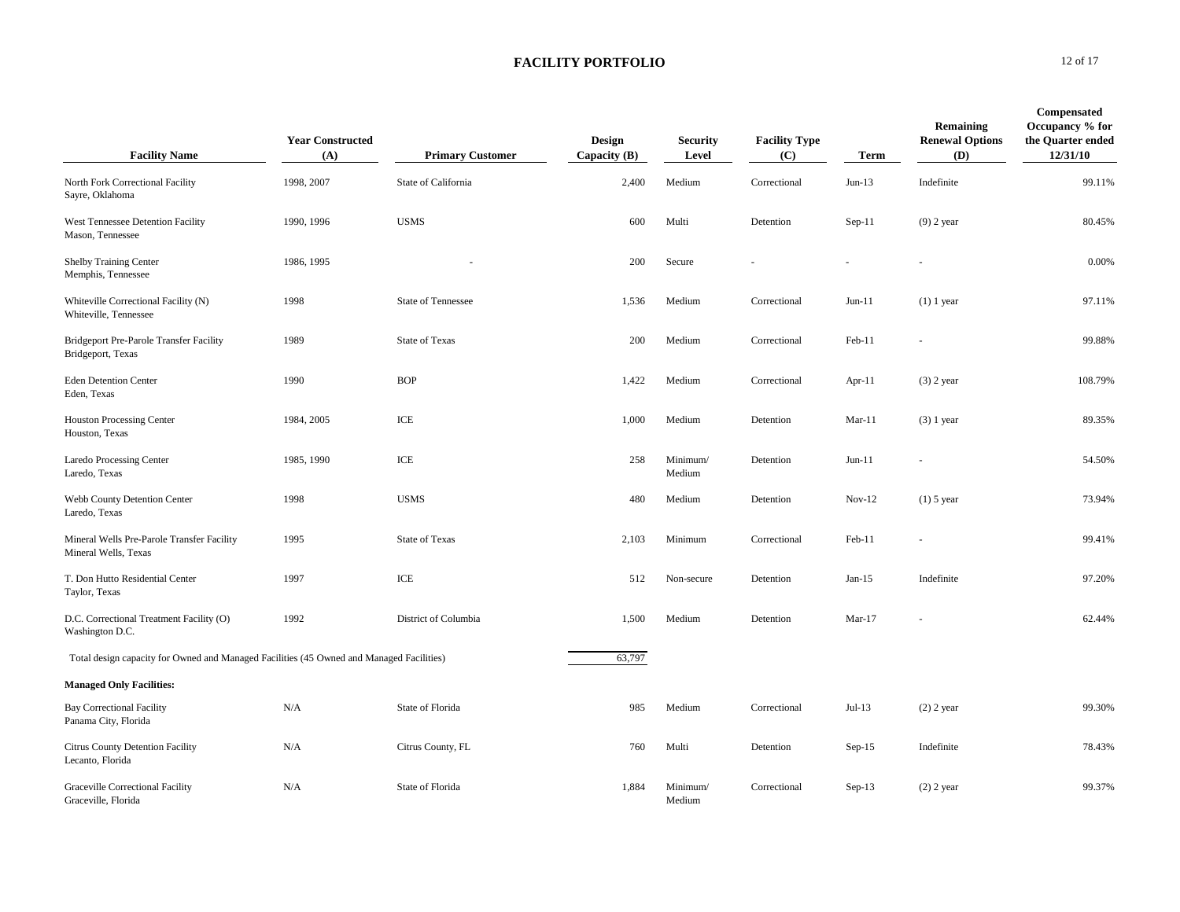## FACILITY PORTFOLIO

| Facility Name | Year Constructed (A) | Primary Customer | Design Capacity (B) | Security Level | Facility Type (C) | Term | Remaining Renewal Options (D) | Compensated Occupancy % for the Quarter ended 12/31/10 |
|---|---|---|---|---|---|---|---|---|
| North Fork Correctional Facility Sayre, Oklahoma | 1998, 2007 | State of California | 2,400 | Medium | Correctional | Jun-13 | Indefinite | 99.11% |
| West Tennessee Detention Facility Mason, Tennessee | 1990, 1996 | USMS | 600 | Multi | Detention | Sep-11 | (9) 2 year | 80.45% |
| Shelby Training Center Memphis, Tennessee | 1986, 1995 | - | 200 | Secure | - | - | - | 0.00% |
| Whiteville Correctional Facility (N) Whiteville, Tennessee | 1998 | State of Tennessee | 1,536 | Medium | Correctional | Jun-11 | (1) 1 year | 97.11% |
| Bridgeport Pre-Parole Transfer Facility Bridgeport, Texas | 1989 | State of Texas | 200 | Medium | Correctional | Feb-11 | - | 99.88% |
| Eden Detention Center Eden, Texas | 1990 | BOP | 1,422 | Medium | Correctional | Apr-11 | (3) 2 year | 108.79% |
| Houston Processing Center Houston, Texas | 1984, 2005 | ICE | 1,000 | Medium | Detention | Mar-11 | (3) 1 year | 89.35% |
| Laredo Processing Center Laredo, Texas | 1985, 1990 | ICE | 258 | Minimum/ Medium | Detention | Jun-11 | - | 54.50% |
| Webb County Detention Center Laredo, Texas | 1998 | USMS | 480 | Medium | Detention | Nov-12 | (1) 5 year | 73.94% |
| Mineral Wells Pre-Parole Transfer Facility Mineral Wells, Texas | 1995 | State of Texas | 2,103 | Minimum | Correctional | Feb-11 | - | 99.41% |
| T. Don Hutto Residential Center Taylor, Texas | 1997 | ICE | 512 | Non-secure | Detention | Jan-15 | Indefinite | 97.20% |
| D.C. Correctional Treatment Facility (O) Washington D.C. | 1992 | District of Columbia | 1,500 | Medium | Detention | Mar-17 | - | 62.44% |
| Total design capacity for Owned and Managed Facilities (45 Owned and Managed Facilities) | | | 63,797 | | | | | |
| **Managed Only Facilities:** | | | | | | | | |
| Bay Correctional Facility Panama City, Florida | N/A | State of Florida | 985 | Medium | Correctional | Jul-13 | (2) 2 year | 99.30% |
| Citrus County Detention Facility Lecanto, Florida | N/A | Citrus County, FL | 760 | Multi | Detention | Sep-15 | Indefinite | 78.43% |
| Graceville Correctional Facility Graceville, Florida | N/A | State of Florida | 1,884 | Minimum/ Medium | Correctional | Sep-13 | (2) 2 year | 99.37% |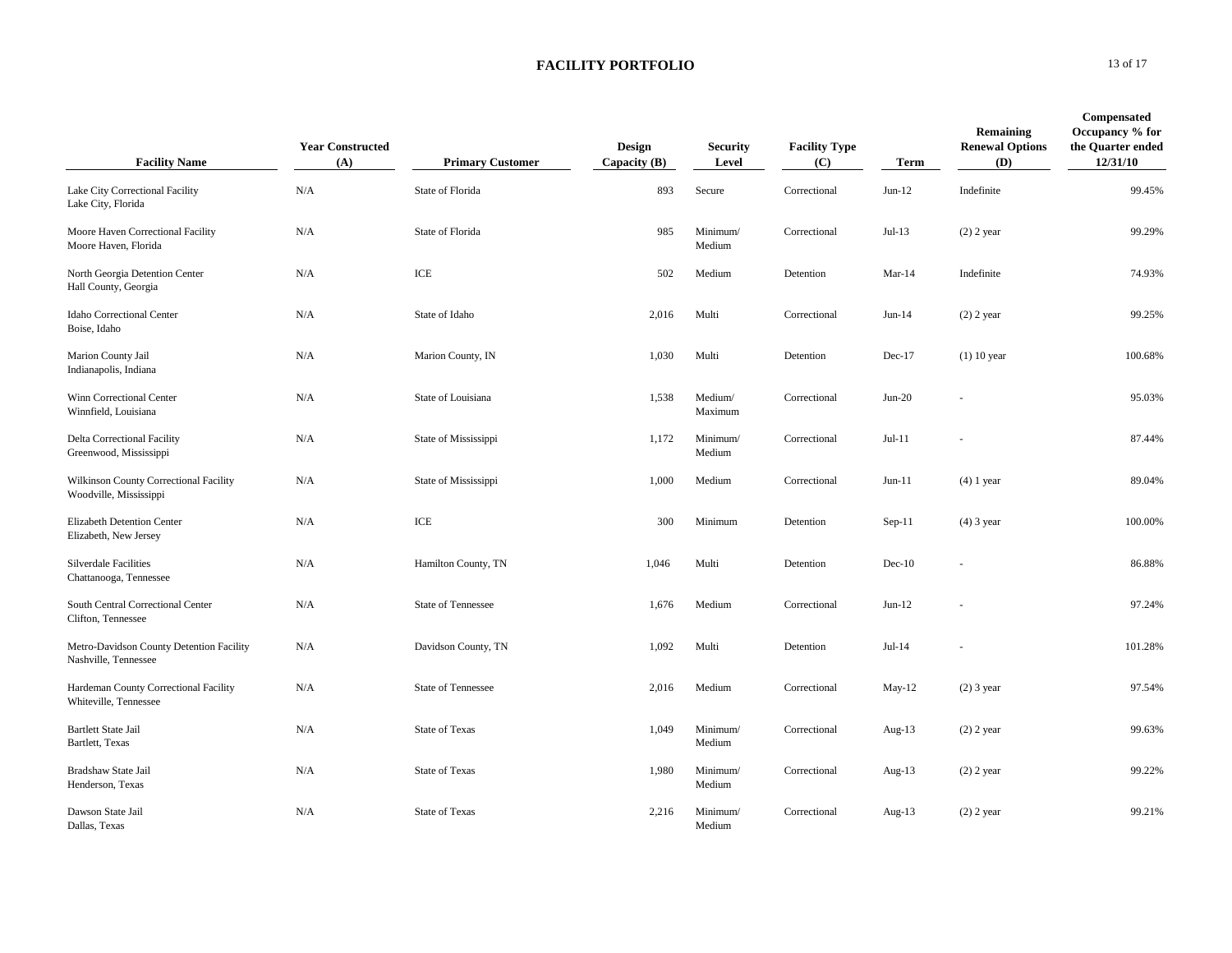# FACILITY PORTFOLIO

| Facility Name | Year Constructed (A) | Primary Customer | Design Capacity (B) | Security Level | Facility Type (C) | Term | Remaining Renewal Options (D) | Compensated Occupancy % for the Quarter ended 12/31/10 |
|---|---|---|---|---|---|---|---|---|
| Lake City Correctional Facility<br>Lake City, Florida | N/A | State of Florida | 893 | Secure | Correctional | Jun-12 | Indefinite | 99.45% |
| Moore Haven Correctional Facility<br>Moore Haven, Florida | N/A | State of Florida | 985 | Minimum/ Medium | Correctional | Jul-13 | (2) 2 year | 99.29% |
| North Georgia Detention Center<br>Hall County, Georgia | N/A | ICE | 502 | Medium | Detention | Mar-14 | Indefinite | 74.93% |
| Idaho Correctional Center<br>Boise, Idaho | N/A | State of Idaho | 2,016 | Multi | Correctional | Jun-14 | (2) 2 year | 99.25% |
| Marion County Jail<br>Indianapolis, Indiana | N/A | Marion County, IN | 1,030 | Multi | Detention | Dec-17 | (1) 10 year | 100.68% |
| Winn Correctional Center<br>Winnfield, Louisiana | N/A | State of Louisiana | 1,538 | Medium/ Maximum | Correctional | Jun-20 | - | 95.03% |
| Delta Correctional Facility<br>Greenwood, Mississippi | N/A | State of Mississippi | 1,172 | Minimum/ Medium | Correctional | Jul-11 | - | 87.44% |
| Wilkinson County Correctional Facility<br>Woodville, Mississippi | N/A | State of Mississippi | 1,000 | Medium | Correctional | Jun-11 | (4) 1 year | 89.04% |
| Elizabeth Detention Center<br>Elizabeth, New Jersey | N/A | ICE | 300 | Minimum | Detention | Sep-11 | (4) 3 year | 100.00% |
| Silverdale Facilities<br>Chattanooga, Tennessee | N/A | Hamilton County, TN | 1,046 | Multi | Detention | Dec-10 | - | 86.88% |
| South Central Correctional Center<br>Clifton, Tennessee | N/A | State of Tennessee | 1,676 | Medium | Correctional | Jun-12 | - | 97.24% |
| Metro-Davidson County Detention Facility<br>Nashville, Tennessee | N/A | Davidson County, TN | 1,092 | Multi | Detention | Jul-14 | - | 101.28% |
| Hardeman County Correctional Facility<br>Whiteville, Tennessee | N/A | State of Tennessee | 2,016 | Medium | Correctional | May-12 | (2) 3 year | 97.54% |
| Bartlett State Jail<br>Bartlett, Texas | N/A | State of Texas | 1,049 | Minimum/ Medium | Correctional | Aug-13 | (2) 2 year | 99.63% |
| Bradshaw State Jail<br>Henderson, Texas | N/A | State of Texas | 1,980 | Minimum/ Medium | Correctional | Aug-13 | (2) 2 year | 99.22% |
| Dawson State Jail<br>Dallas, Texas | N/A | State of Texas | 2,216 | Minimum/ Medium | Correctional | Aug-13 | (2) 2 year | 99.21% |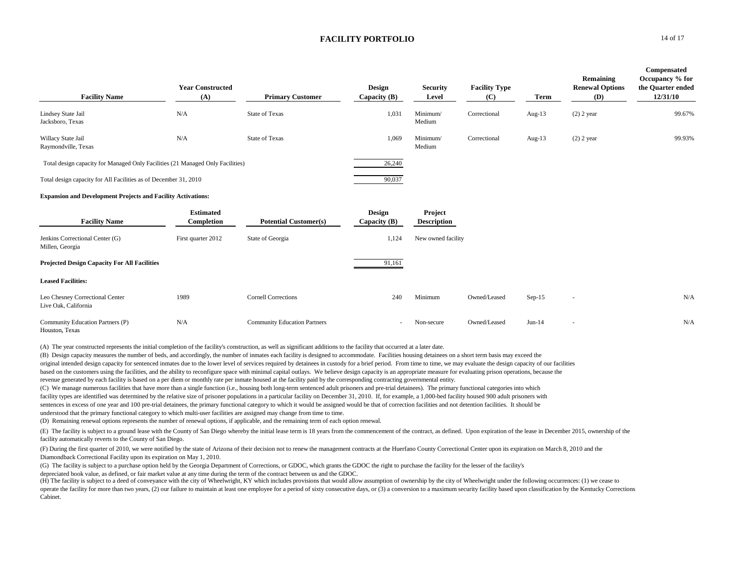## FACILITY PORTFOLIO

| Facility Name | Year Constructed (A) | Primary Customer | Design Capacity (B) | Security Level | Facility Type (C) | Term | Remaining Renewal Options (D) | Compensated Occupancy % for the Quarter ended 12/31/10 |
|---|---|---|---|---|---|---|---|---|
| Lindsey State Jail<br>Jacksboro, Texas | N/A | State of Texas | 1,031 | Minimum/ Medium | Correctional | Aug-13 | (2) 2 year | 99.67% |
| Willacy State Jail<br>Raymondville, Texas | N/A | State of Texas | 1,069 | Minimum/ Medium | Correctional | Aug-13 | (2) 2 year | 99.93% |
| Total design capacity for Managed Only Facilities (21 Managed Only Facilities) | | | 26,240 | | | | | |
| Total design capacity for All Facilities as of December 31, 2010 | | | 90,037 | | | | | |

**Expansion and Development Projects and Facility Activations:**

| Facility Name | Estimated Completion | Potential Customer(s) | Design Capacity (B) | Project Description |
|---|---|---|---|---|
| Jenkins Correctional Center (G)<br>Millen, Georgia | First quarter 2012 | State of Georgia | 1,124 | New owned facility |
| **Projected Design Capacity For All Facilities** | | | 91,161 | |

**Leased Facilities:**

| Facility Name | Year Constructed (A) | Primary Customer | Design Capacity (B) | Security Level | Facility Type (C) | Term | Remaining Renewal Options (D) | Compensated Occupancy % for the Quarter ended 12/31/10 |
|---|---|---|---|---|---|---|---|---|
| Leo Chesney Correctional Center<br>Live Oak, California | 1989 | Cornell Corrections | 240 | Minimum | Owned/Leased | Sep-15 | - | N/A |
| Community Education Partners (P)<br>Houston, Texas | N/A | Community Education Partners | - | Non-secure | Owned/Leased | Jun-14 | - | N/A |

(A) The year constructed represents the initial completion of the facility's construction, as well as significant additions to the facility that occurred at a later date.

(B) Design capacity measures the number of beds, and accordingly, the number of inmates each facility is designed to accommodate. Facilities housing detainees on a short term basis may exceed the original intended design capacity for sentenced inmates due to the lower level of services required by detainees in custody for a brief period. From time to time, we may evaluate the design capacity of our facilities based on the customers using the facilities, and the ability to reconfigure space with minimal capital outlays. We believe design capacity is an appropriate measure for evaluating prison operations, because the revenue generated by each facility is based on a per diem or monthly rate per inmate housed at the facility paid by the corresponding contracting governmental entity.

(C) We manage numerous facilities that have more than a single function (i.e., housing both long-term sentenced adult prisoners and pre-trial detainees). The primary functional categories into which facility types are identified was determined by the relative size of prisoner populations in a particular facility on December 31, 2010. If, for example, a 1,000-bed facility housed 900 adult prisoners with sentences in excess of one year and 100 pre-trial detainees, the primary functional category to which it would be assigned would be that of correction facilities and not detention facilities. It should be understood that the primary functional category to which multi-user facilities are assigned may change from time to time.

(D) Remaining renewal options represents the number of renewal options, if applicable, and the remaining term of each option renewal.

(E) The facility is subject to a ground lease with the County of San Diego whereby the initial lease term is 18 years from the commencement of the contract, as defined. Upon expiration of the lease in December 2015, ownership of the facility automatically reverts to the County of San Diego.

(F) During the first quarter of 2010, we were notified by the state of Arizona of their decision not to renew the management contracts at the Huerfano County Correctional Center upon its expiration on March 8, 2010 and the Diamondback Correctional Facility upon its expiration on May 1, 2010.

(G) The facility is subject to a purchase option held by the Georgia Department of Corrections, or GDOC, which grants the GDOC the right to purchase the facility for the lesser of the facility's depreciated book value, as defined, or fair market value at any time during the term of the contract between us and the GDOC.

(H) The facility is subject to a deed of conveyance with the city of Wheelwright, KY which includes provisions that would allow assumption of ownership by the city of Wheelwright under the following occurrences: (1) we cease to operate the facility for more than two years, (2) our failure to maintain at least one employee for a period of sixty consecutive days, or (3) a conversion to a maximum security facility based upon classification by the Kentucky Corrections Cabinet.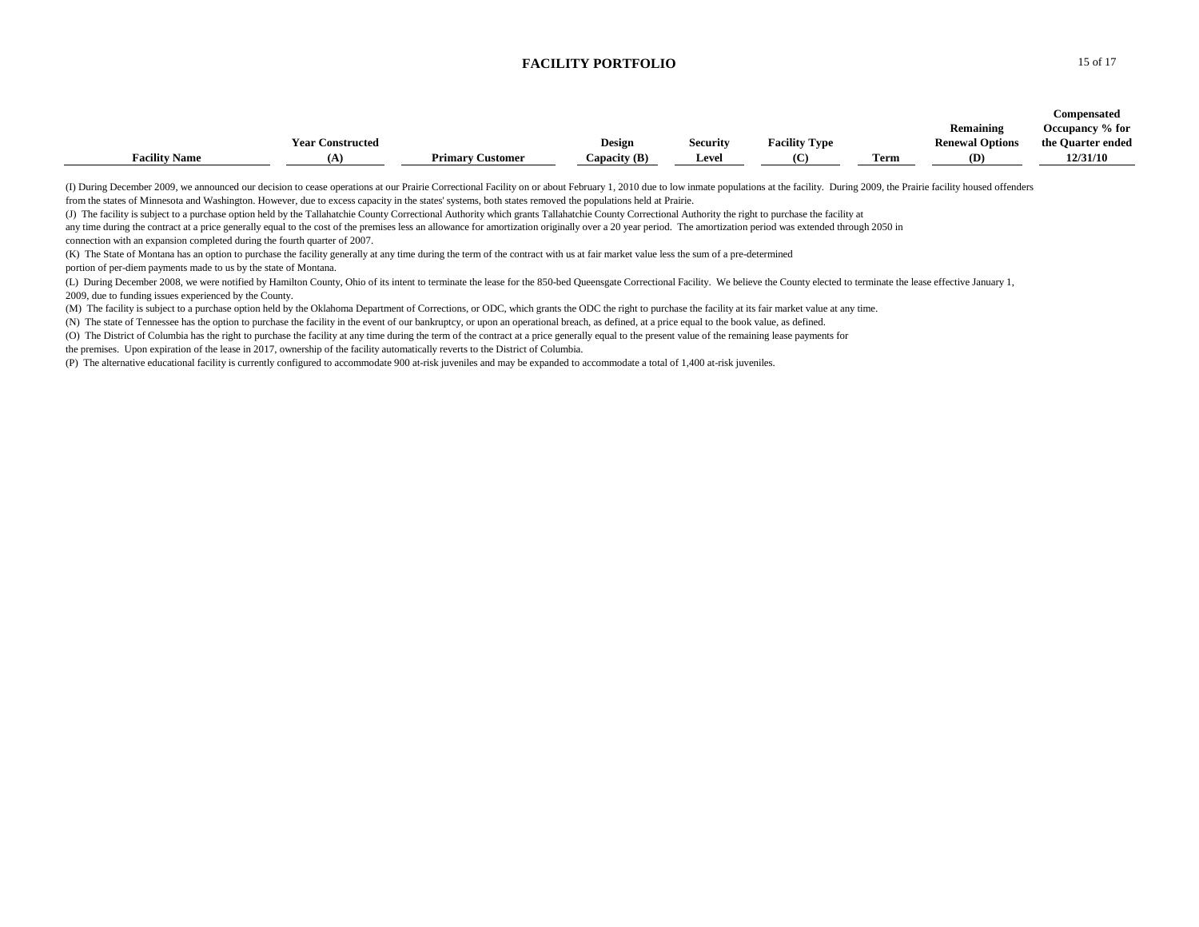## FACILITY PORTFOLIO

| Facility Name | Year Constructed (A) | Primary Customer | Design Capacity (B) | Security Level | Facility Type (C) | Term | Remaining Renewal Options (D) | Compensated Occupancy % for the Quarter ended 12/31/10 |
|---|---|---|---|---|---|---|---|---|

(I) During December 2009, we announced our decision to cease operations at our Prairie Correctional Facility on or about February 1, 2010 due to low inmate populations at the facility. During 2009, the Prairie facility housed offenders from the states of Minnesota and Washington. However, due to excess capacity in the states' systems, both states removed the populations held at Prairie.

(J) The facility is subject to a purchase option held by the Tallahatchie County Correctional Authority which grants Tallahatchie County Correctional Authority the right to purchase the facility at any time during the contract at a price generally equal to the cost of the premises less an allowance for amortization originally over a 20 year period. The amortization period was extended through 2050 in connection with an expansion completed during the fourth quarter of 2007.

(K) The State of Montana has an option to purchase the facility generally at any time during the term of the contract with us at fair market value less the sum of a pre-determined portion of per-diem payments made to us by the state of Montana.

(L) During December 2008, we were notified by Hamilton County, Ohio of its intent to terminate the lease for the 850-bed Queensgate Correctional Facility. We believe the County elected to terminate the lease effective January 1, 2009, due to funding issues experienced by the County.

(M) The facility is subject to a purchase option held by the Oklahoma Department of Corrections, or ODC, which grants the ODC the right to purchase the facility at its fair market value at any time.

(N) The state of Tennessee has the option to purchase the facility in the event of our bankruptcy, or upon an operational breach, as defined, at a price equal to the book value, as defined.

(O) The District of Columbia has the right to purchase the facility at any time during the term of the contract at a price generally equal to the present value of the remaining lease payments for the premises. Upon expiration of the lease in 2017, ownership of the facility automatically reverts to the District of Columbia.

(P) The alternative educational facility is currently configured to accommodate 900 at-risk juveniles and may be expanded to accommodate a total of 1,400 at-risk juveniles.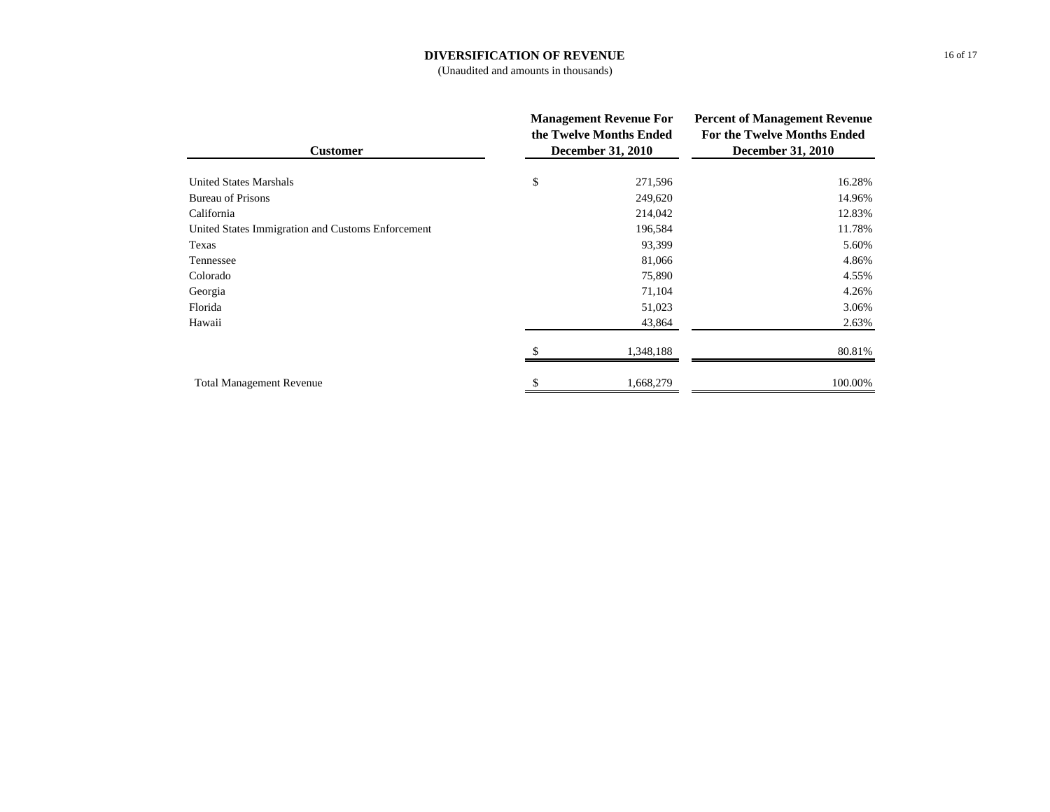# DIVERSIFICATION OF REVENUE

(Unaudited and amounts in thousands)

| Customer | Management Revenue For the Twelve Months Ended December 31, 2010 | Percent of Management Revenue For the Twelve Months Ended December 31, 2010 |
|---|---|---|
| United States Marshals | $ 271,596 | 16.28% |
| Bureau of Prisons | 249,620 | 14.96% |
| California | 214,042 | 12.83% |
| United States Immigration and Customs Enforcement | 196,584 | 11.78% |
| Texas | 93,399 | 5.60% |
| Tennessee | 81,066 | 4.86% |
| Colorado | 75,890 | 4.55% |
| Georgia | 71,104 | 4.26% |
| Florida | 51,023 | 3.06% |
| Hawaii | 43,864 | 2.63% |
| | $ 1,348,188 | 80.81% |
| Total Management Revenue | $ 1,668,279 | 100.00% |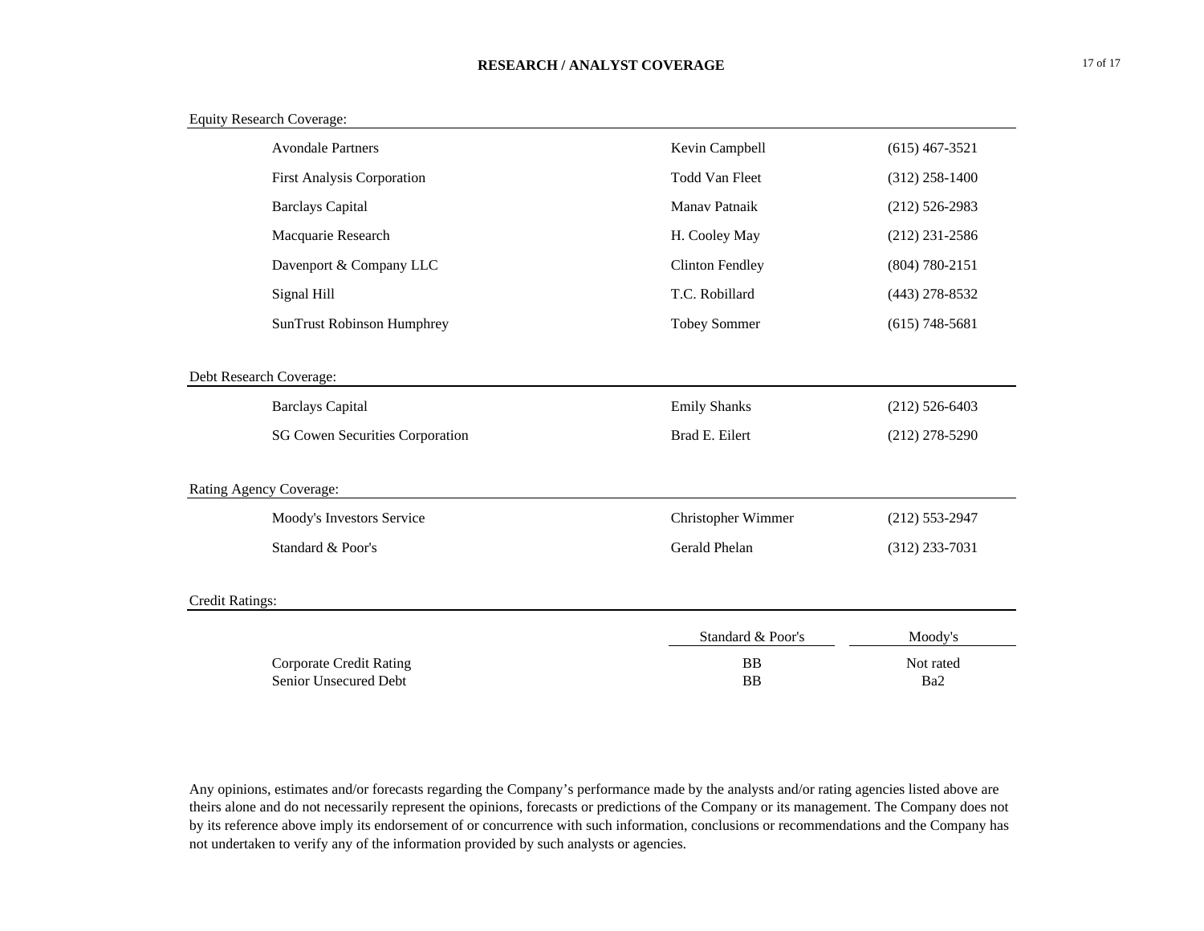# RESEARCH / ANALYST COVERAGE

Equity Research Coverage:

| | | |
|---|---|---|
| Avondale Partners | Kevin Campbell | (615) 467-3521 |
| First Analysis Corporation | Todd Van Fleet | (312) 258-1400 |
| Barclays Capital | Manav Patnaik | (212) 526-2983 |
| Macquarie Research | H. Cooley May | (212) 231-2586 |
| Davenport & Company LLC | Clinton Fendley | (804) 780-2151 |
| Signal Hill | T.C. Robillard | (443) 278-8532 |
| SunTrust Robinson Humphrey | Tobey Sommer | (615) 748-5681 |

Debt Research Coverage:

| | | |
|---|---|---|
| Barclays Capital | Emily Shanks | (212) 526-6403 |
| SG Cowen Securities Corporation | Brad E. Eilert | (212) 278-5290 |

Rating Agency Coverage:

| | | |
|---|---|---|
| Moody's Investors Service | Christopher Wimmer | (212) 553-2947 |
| Standard & Poor's | Gerald Phelan | (312) 233-7031 |

Credit Ratings:

| | Standard & Poor's | Moody's |
|---|---|---|
| Corporate Credit Rating | BB | Not rated |
| Senior Unsecured Debt | BB | Ba2 |

Any opinions, estimates and/or forecasts regarding the Company's performance made by the analysts and/or rating agencies listed above are theirs alone and do not necessarily represent the opinions, forecasts or predictions of the Company or its management. The Company does not by its reference above imply its endorsement of or concurrence with such information, conclusions or recommendations and the Company has not undertaken to verify any of the information provided by such analysts or agencies.